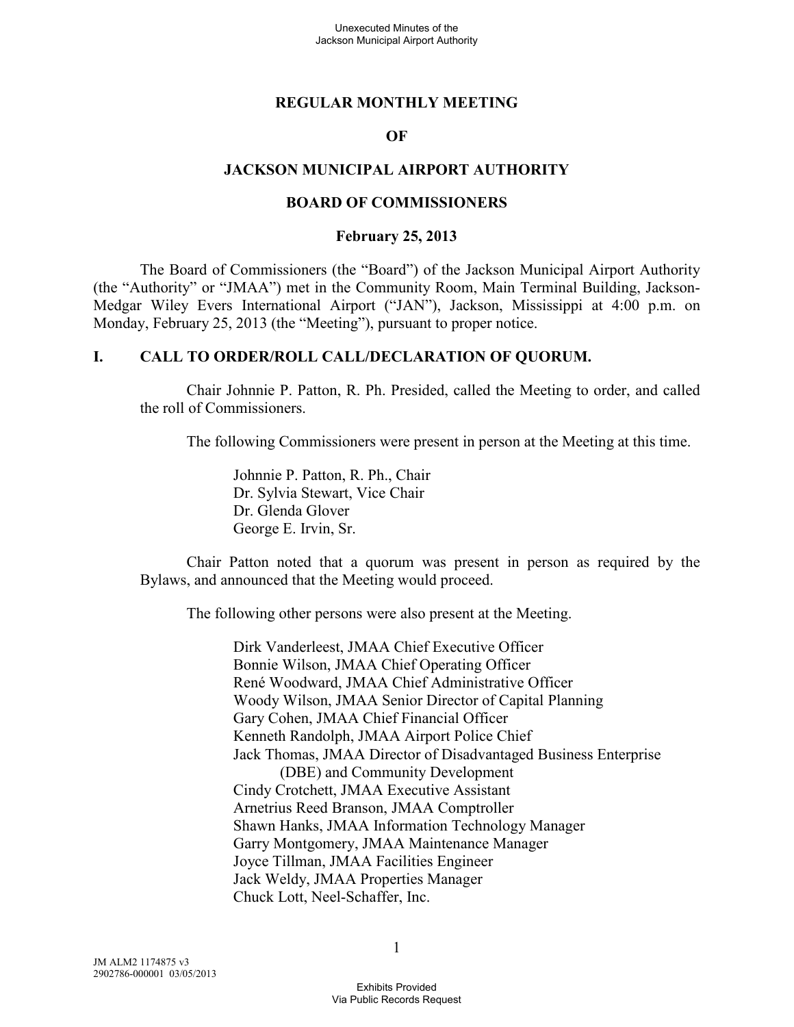**REGULAR MONTHLY MEETING**

**OF**

**JACKSON MUNICIPAL AIRPORT AUTHORITY**

**BOARD OF COMMISSIONERS**

**February 25, 2013**

The Board of Commissioners (the "Board") of the Jackson Municipal Airport Authority (the "Authority" or "JMAA") met in the Community Room, Main Terminal Building, Jackson-Medgar Wiley Evers International Airport ("JAN"), Jackson, Mississippi at 4:00 p.m. on Monday, February 25, 2013 (the "Meeting"), pursuant to proper notice.

## I. CALL TO ORDER/ROLL CALL/DECLARATION OF QUORUM.

Chair Johnnie P. Patton, R. Ph. Presided, called the Meeting to order, and called the roll of Commissioners.

The following Commissioners were present in person at the Meeting at this time.

Johnnie P. Patton, R. Ph., Chair
Dr. Sylvia Stewart, Vice Chair
Dr. Glenda Glover
George E. Irvin, Sr.

Chair Patton noted that a quorum was present in person as required by the Bylaws, and announced that the Meeting would proceed.

The following other persons were also present at the Meeting.

Dirk Vanderleest, JMAA Chief Executive Officer
Bonnie Wilson, JMAA Chief Operating Officer
René Woodward, JMAA Chief Administrative Officer
Woody Wilson, JMAA Senior Director of Capital Planning
Gary Cohen, JMAA Chief Financial Officer
Kenneth Randolph, JMAA Airport Police Chief
Jack Thomas, JMAA Director of Disadvantaged Business Enterprise (DBE) and Community Development
Cindy Crotchett, JMAA Executive Assistant
Arnetrius Reed Branson, JMAA Comptroller
Shawn Hanks, JMAA Information Technology Manager
Garry Montgomery, JMAA Maintenance Manager
Joyce Tillman, JMAA Facilities Engineer
Jack Weldy, JMAA Properties Manager
Chuck Lott, Neel-Schaffer, Inc.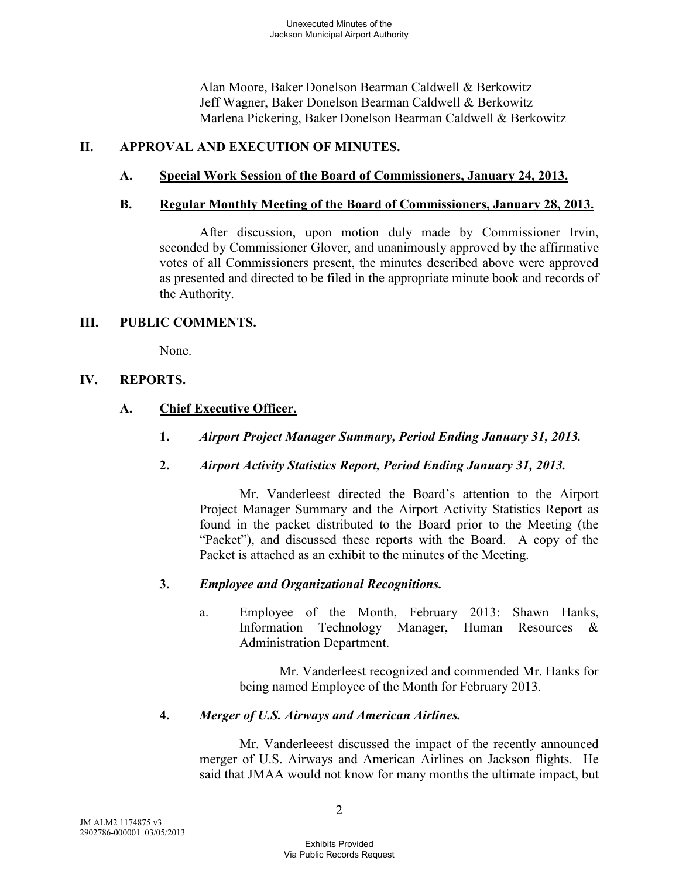Alan Moore, Baker Donelson Bearman Caldwell & Berkowitz
Jeff Wagner, Baker Donelson Bearman Caldwell & Berkowitz
Marlena Pickering, Baker Donelson Bearman Caldwell & Berkowitz

## II. APPROVAL AND EXECUTION OF MINUTES.

### A. Special Work Session of the Board of Commissioners, January 24, 2013.

### B. Regular Monthly Meeting of the Board of Commissioners, January 28, 2013.

After discussion, upon motion duly made by Commissioner Irvin, seconded by Commissioner Glover, and unanimously approved by the affirmative votes of all Commissioners present, the minutes described above were approved as presented and directed to be filed in the appropriate minute book and records of the Authority.

## III. PUBLIC COMMENTS.

None.

## IV. REPORTS.

### A. Chief Executive Officer.

**1. *Airport Project Manager Summary, Period Ending January 31, 2013.***

**2. *Airport Activity Statistics Report, Period Ending January 31, 2013.***

Mr. Vanderleest directed the Board's attention to the Airport Project Manager Summary and the Airport Activity Statistics Report as found in the packet distributed to the Board prior to the Meeting (the "Packet"), and discussed these reports with the Board. A copy of the Packet is attached as an exhibit to the minutes of the Meeting.

**3. *Employee and Organizational Recognitions.***

a. Employee of the Month, February 2013: Shawn Hanks, Information Technology Manager, Human Resources & Administration Department.

Mr. Vanderleest recognized and commended Mr. Hanks for being named Employee of the Month for February 2013.

**4. *Merger of U.S. Airways and American Airlines.***

Mr. Vanderleeest discussed the impact of the recently announced merger of U.S. Airways and American Airlines on Jackson flights. He said that JMAA would not know for many months the ultimate impact, but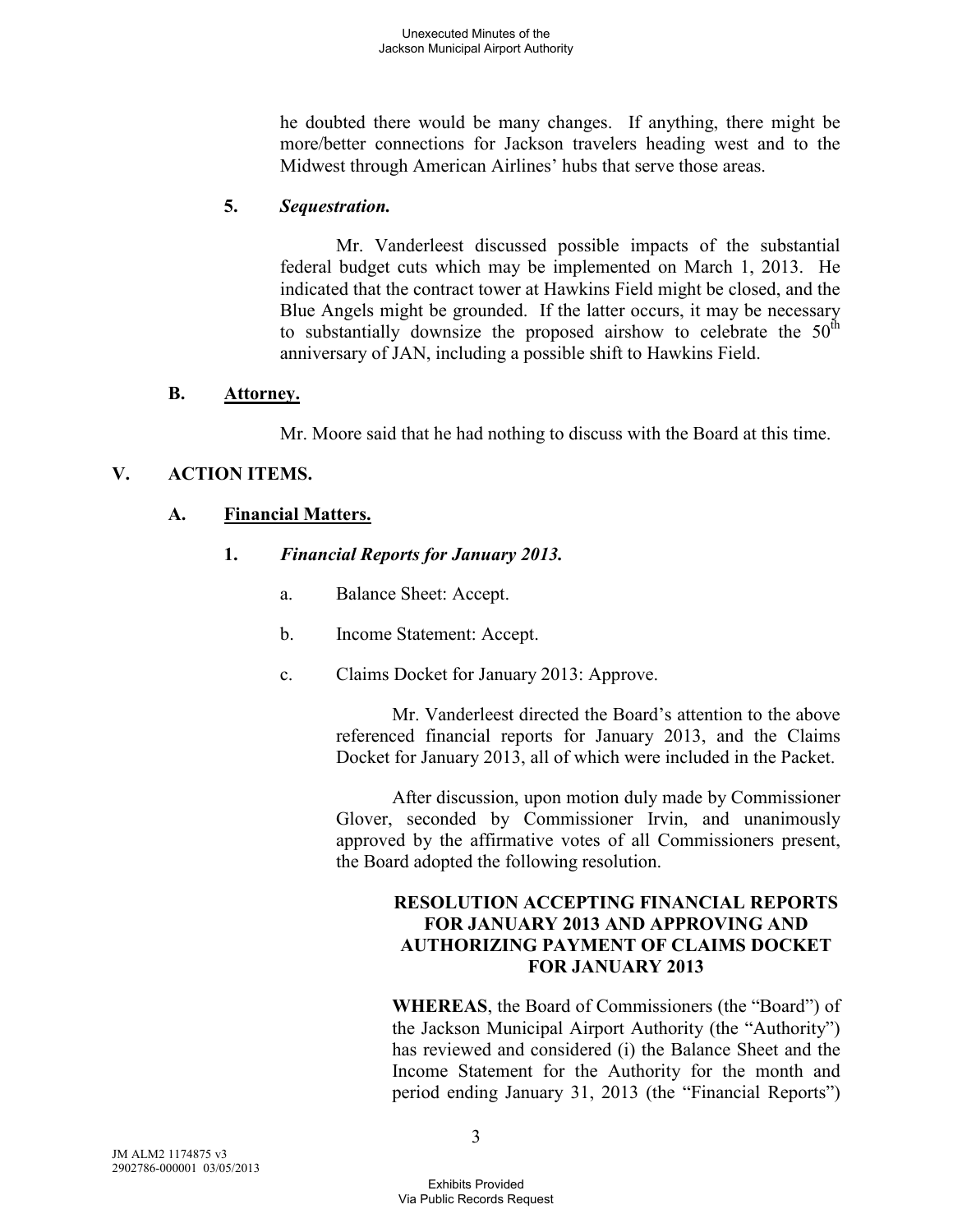he doubted there would be many changes. If anything, there might be more/better connections for Jackson travelers heading west and to the Midwest through American Airlines' hubs that serve those areas.

**5.** ***Sequestration.***

Mr. Vanderleest discussed possible impacts of the substantial federal budget cuts which may be implemented on March 1, 2013. He indicated that the contract tower at Hawkins Field might be closed, and the Blue Angels might be grounded. If the latter occurs, it may be necessary to substantially downsize the proposed airshow to celebrate the 50th anniversary of JAN, including a possible shift to Hawkins Field.

**B.** **Attorney.**

Mr. Moore said that he had nothing to discuss with the Board at this time.

## V. ACTION ITEMS.

**A.** **Financial Matters.**

**1.** ***Financial Reports for January 2013.***

a. Balance Sheet: Accept.

b. Income Statement: Accept.

c. Claims Docket for January 2013: Approve.

Mr. Vanderleest directed the Board's attention to the above referenced financial reports for January 2013, and the Claims Docket for January 2013, all of which were included in the Packet.

After discussion, upon motion duly made by Commissioner Glover, seconded by Commissioner Irvin, and unanimously approved by the affirmative votes of all Commissioners present, the Board adopted the following resolution.

**RESOLUTION ACCEPTING FINANCIAL REPORTS FOR JANUARY 2013 AND APPROVING AND AUTHORIZING PAYMENT OF CLAIMS DOCKET FOR JANUARY 2013**

**WHEREAS**, the Board of Commissioners (the "Board") of the Jackson Municipal Airport Authority (the "Authority") has reviewed and considered (i) the Balance Sheet and the Income Statement for the Authority for the month and period ending January 31, 2013 (the "Financial Reports")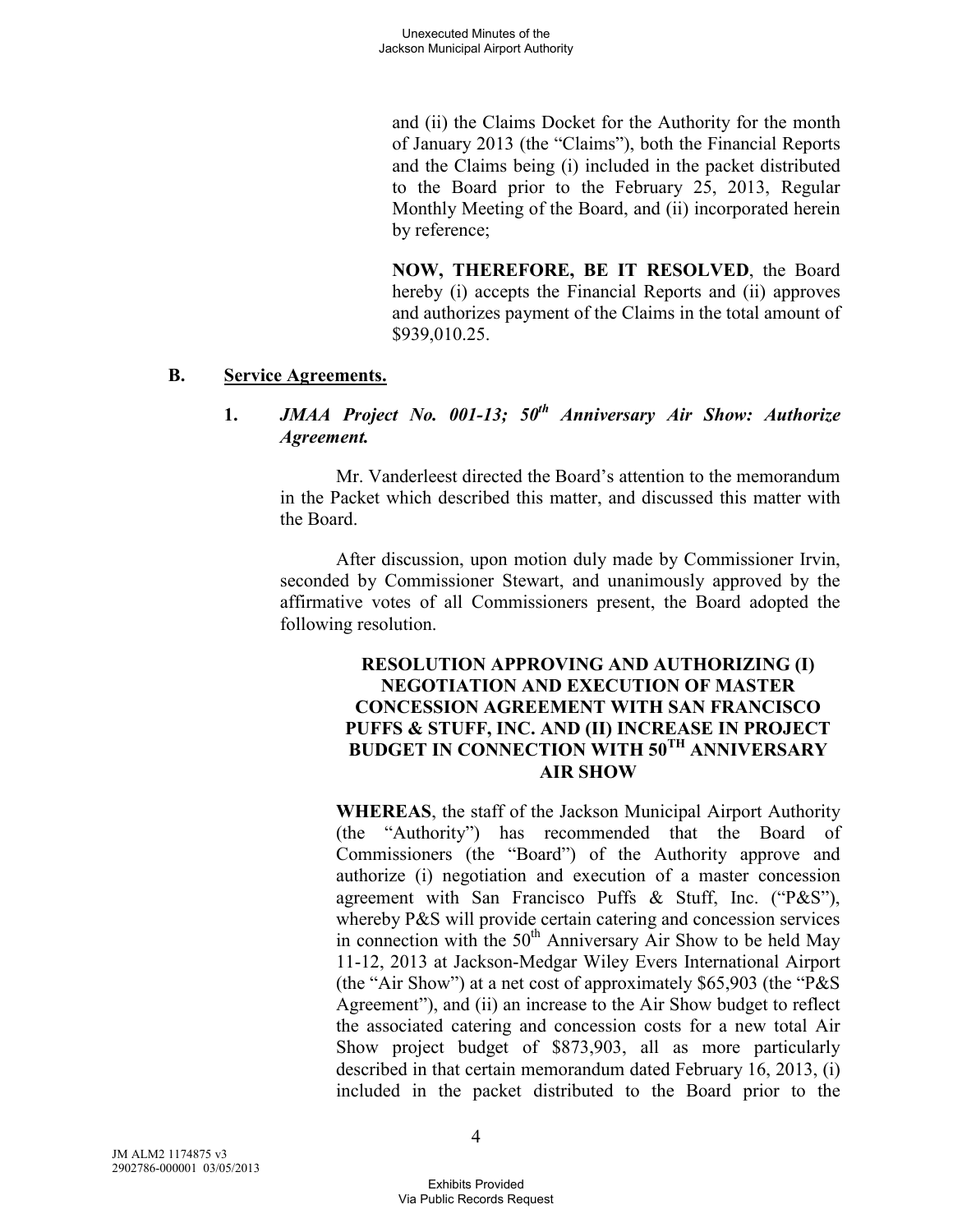and (ii) the Claims Docket for the Authority for the month of January 2013 (the "Claims"), both the Financial Reports and the Claims being (i) included in the packet distributed to the Board prior to the February 25, 2013, Regular Monthly Meeting of the Board, and (ii) incorporated herein by reference;

**NOW, THEREFORE, BE IT RESOLVED**, the Board hereby (i) accepts the Financial Reports and (ii) approves and authorizes payment of the Claims in the total amount of $939,010.25.

## B. Service Agreements.

### 1. *JMAA Project No. 001-13; 50th Anniversary Air Show: Authorize Agreement.*

Mr. Vanderleest directed the Board's attention to the memorandum in the Packet which described this matter, and discussed this matter with the Board.

After discussion, upon motion duly made by Commissioner Irvin, seconded by Commissioner Stewart, and unanimously approved by the affirmative votes of all Commissioners present, the Board adopted the following resolution.

**RESOLUTION APPROVING AND AUTHORIZING (I) NEGOTIATION AND EXECUTION OF MASTER CONCESSION AGREEMENT WITH SAN FRANCISCO PUFFS & STUFF, INC. AND (II) INCREASE IN PROJECT BUDGET IN CONNECTION WITH 50TH ANNIVERSARY AIR SHOW**

**WHEREAS**, the staff of the Jackson Municipal Airport Authority (the "Authority") has recommended that the Board of Commissioners (the "Board") of the Authority approve and authorize (i) negotiation and execution of a master concession agreement with San Francisco Puffs & Stuff, Inc. ("P&S"), whereby P&S will provide certain catering and concession services in connection with the 50th Anniversary Air Show to be held May 11-12, 2013 at Jackson-Medgar Wiley Evers International Airport (the "Air Show") at a net cost of approximately $65,903 (the "P&S Agreement"), and (ii) an increase to the Air Show budget to reflect the associated catering and concession costs for a new total Air Show project budget of $873,903, all as more particularly described in that certain memorandum dated February 16, 2013, (i) included in the packet distributed to the Board prior to the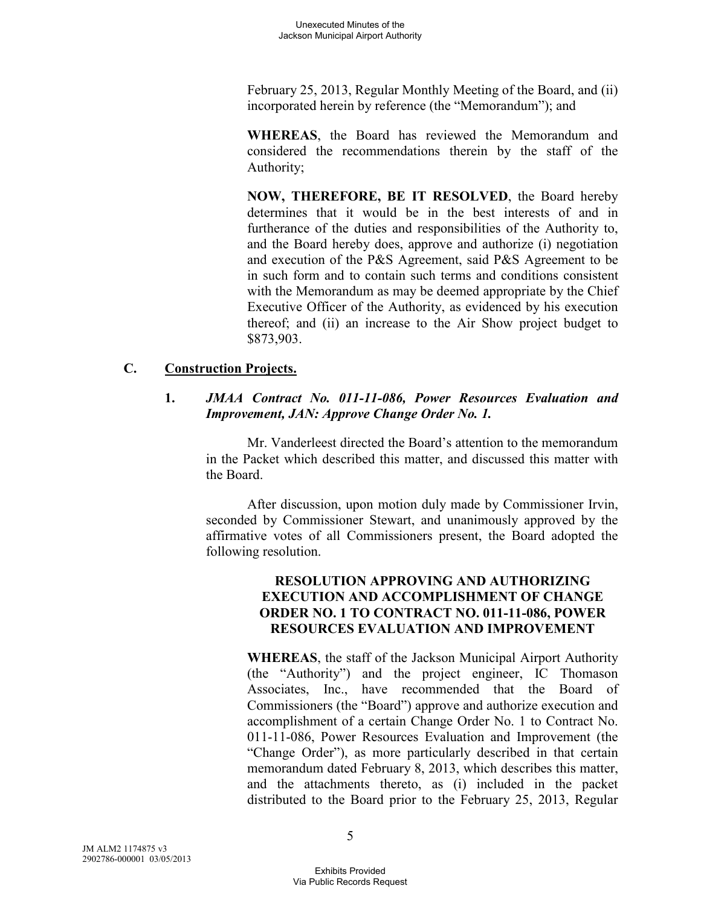February 25, 2013, Regular Monthly Meeting of the Board, and (ii) incorporated herein by reference (the "Memorandum"); and

**WHEREAS**, the Board has reviewed the Memorandum and considered the recommendations therein by the staff of the Authority;

**NOW, THEREFORE, BE IT RESOLVED**, the Board hereby determines that it would be in the best interests of and in furtherance of the duties and responsibilities of the Authority to, and the Board hereby does, approve and authorize (i) negotiation and execution of the P&S Agreement, said P&S Agreement to be in such form and to contain such terms and conditions consistent with the Memorandum as may be deemed appropriate by the Chief Executive Officer of the Authority, as evidenced by his execution thereof; and (ii) an increase to the Air Show project budget to $873,903.

## C. Construction Projects.

### 1. *JMAA Contract No. 011-11-086, Power Resources Evaluation and Improvement, JAN: Approve Change Order No. 1.*

Mr. Vanderleest directed the Board's attention to the memorandum in the Packet which described this matter, and discussed this matter with the Board.

After discussion, upon motion duly made by Commissioner Irvin, seconded by Commissioner Stewart, and unanimously approved by the affirmative votes of all Commissioners present, the Board adopted the following resolution.

**RESOLUTION APPROVING AND AUTHORIZING EXECUTION AND ACCOMPLISHMENT OF CHANGE ORDER NO. 1 TO CONTRACT NO. 011-11-086, POWER RESOURCES EVALUATION AND IMPROVEMENT**

**WHEREAS**, the staff of the Jackson Municipal Airport Authority (the "Authority") and the project engineer, IC Thomason Associates, Inc., have recommended that the Board of Commissioners (the "Board") approve and authorize execution and accomplishment of a certain Change Order No. 1 to Contract No. 011-11-086, Power Resources Evaluation and Improvement (the "Change Order"), as more particularly described in that certain memorandum dated February 8, 2013, which describes this matter, and the attachments thereto, as (i) included in the packet distributed to the Board prior to the February 25, 2013, Regular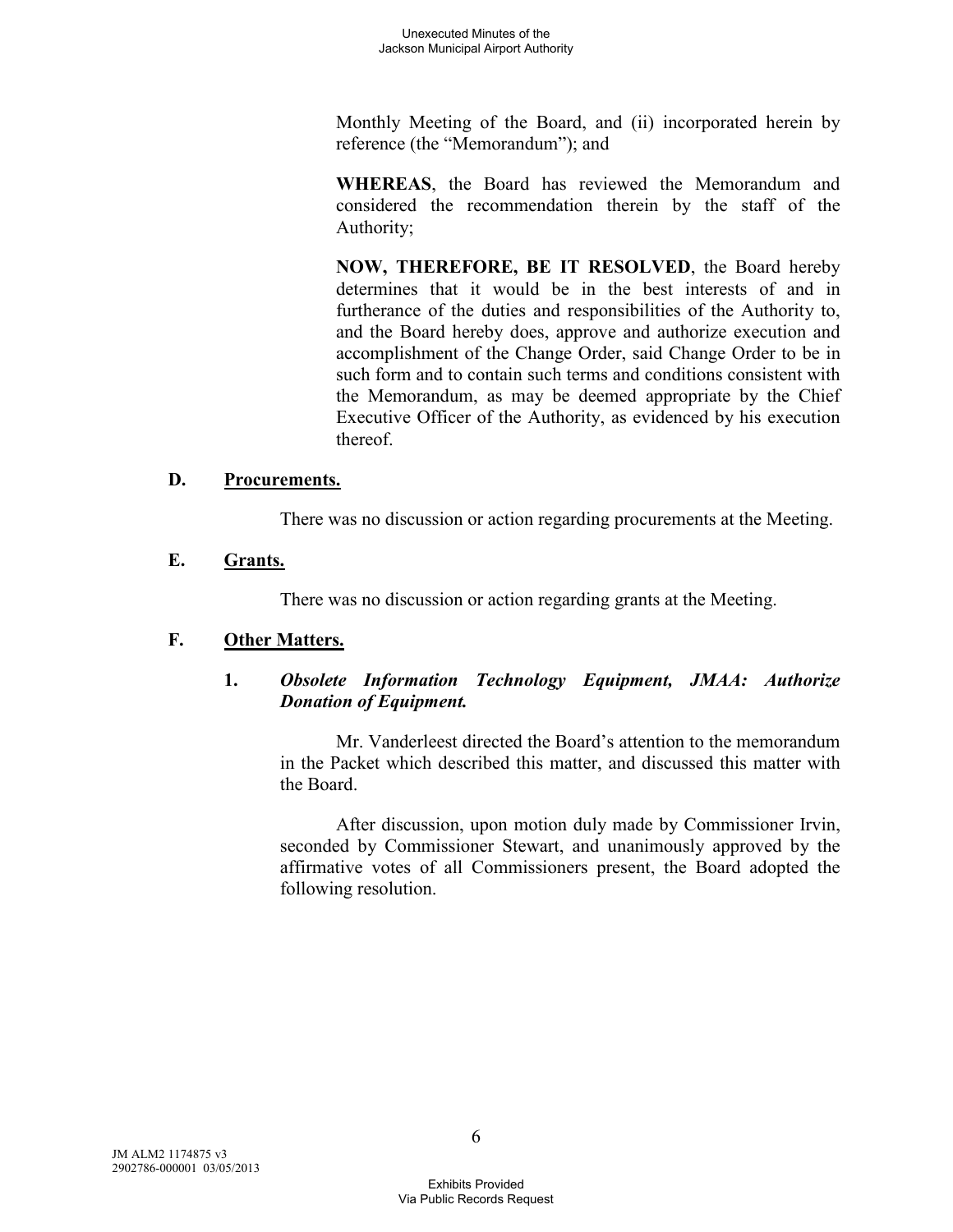Monthly Meeting of the Board, and (ii) incorporated herein by reference (the "Memorandum"); and

**WHEREAS**, the Board has reviewed the Memorandum and considered the recommendation therein by the staff of the Authority;

**NOW, THEREFORE, BE IT RESOLVED**, the Board hereby determines that it would be in the best interests of and in furtherance of the duties and responsibilities of the Authority to, and the Board hereby does, approve and authorize execution and accomplishment of the Change Order, said Change Order to be in such form and to contain such terms and conditions consistent with the Memorandum, as may be deemed appropriate by the Chief Executive Officer of the Authority, as evidenced by his execution thereof.

### D. Procurements.

There was no discussion or action regarding procurements at the Meeting.

### E. Grants.

There was no discussion or action regarding grants at the Meeting.

### F. Other Matters.

#### 1. *Obsolete Information Technology Equipment, JMAA: Authorize Donation of Equipment.*

Mr. Vanderleest directed the Board's attention to the memorandum in the Packet which described this matter, and discussed this matter with the Board.

After discussion, upon motion duly made by Commissioner Irvin, seconded by Commissioner Stewart, and unanimously approved by the affirmative votes of all Commissioners present, the Board adopted the following resolution.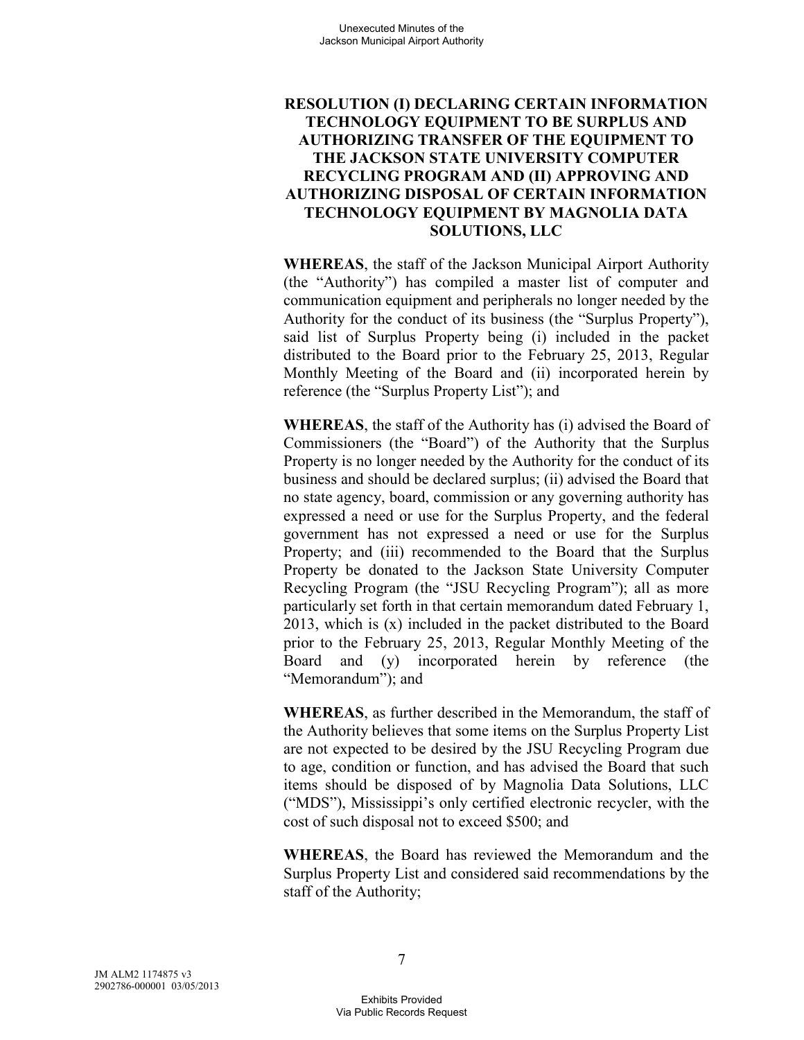**RESOLUTION (I) DECLARING CERTAIN INFORMATION TECHNOLOGY EQUIPMENT TO BE SURPLUS AND AUTHORIZING TRANSFER OF THE EQUIPMENT TO THE JACKSON STATE UNIVERSITY COMPUTER RECYCLING PROGRAM AND (II) APPROVING AND AUTHORIZING DISPOSAL OF CERTAIN INFORMATION TECHNOLOGY EQUIPMENT BY MAGNOLIA DATA SOLUTIONS, LLC**

**WHEREAS**, the staff of the Jackson Municipal Airport Authority (the "Authority") has compiled a master list of computer and communication equipment and peripherals no longer needed by the Authority for the conduct of its business (the "Surplus Property"), said list of Surplus Property being (i) included in the packet distributed to the Board prior to the February 25, 2013, Regular Monthly Meeting of the Board and (ii) incorporated herein by reference (the "Surplus Property List"); and

**WHEREAS**, the staff of the Authority has (i) advised the Board of Commissioners (the "Board") of the Authority that the Surplus Property is no longer needed by the Authority for the conduct of its business and should be declared surplus; (ii) advised the Board that no state agency, board, commission or any governing authority has expressed a need or use for the Surplus Property, and the federal government has not expressed a need or use for the Surplus Property; and (iii) recommended to the Board that the Surplus Property be donated to the Jackson State University Computer Recycling Program (the "JSU Recycling Program"); all as more particularly set forth in that certain memorandum dated February 1, 2013, which is (x) included in the packet distributed to the Board prior to the February 25, 2013, Regular Monthly Meeting of the Board and (y) incorporated herein by reference (the "Memorandum"); and

**WHEREAS**, as further described in the Memorandum, the staff of the Authority believes that some items on the Surplus Property List are not expected to be desired by the JSU Recycling Program due to age, condition or function, and has advised the Board that such items should be disposed of by Magnolia Data Solutions, LLC ("MDS"), Mississippi's only certified electronic recycler, with the cost of such disposal not to exceed $500; and

**WHEREAS**, the Board has reviewed the Memorandum and the Surplus Property List and considered said recommendations by the staff of the Authority;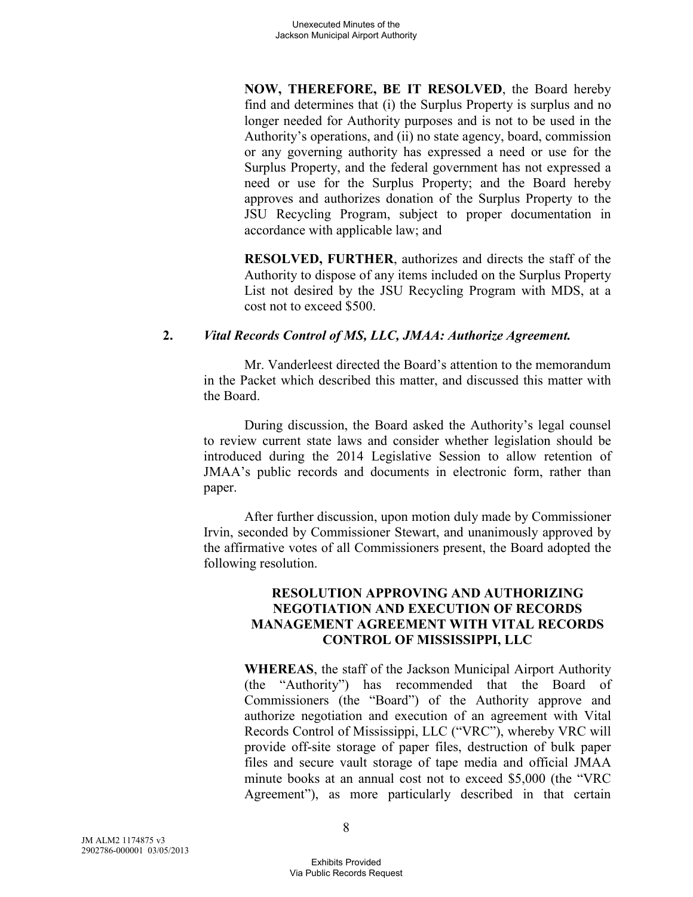**NOW, THEREFORE, BE IT RESOLVED**, the Board hereby find and determines that (i) the Surplus Property is surplus and no longer needed for Authority purposes and is not to be used in the Authority's operations, and (ii) no state agency, board, commission or any governing authority has expressed a need or use for the Surplus Property, and the federal government has not expressed a need or use for the Surplus Property; and the Board hereby approves and authorizes donation of the Surplus Property to the JSU Recycling Program, subject to proper documentation in accordance with applicable law; and

**RESOLVED, FURTHER**, authorizes and directs the staff of the Authority to dispose of any items included on the Surplus Property List not desired by the JSU Recycling Program with MDS, at a cost not to exceed $500.

**2.** ***Vital Records Control of MS, LLC, JMAA: Authorize Agreement.***

Mr. Vanderleest directed the Board's attention to the memorandum in the Packet which described this matter, and discussed this matter with the Board.

During discussion, the Board asked the Authority's legal counsel to review current state laws and consider whether legislation should be introduced during the 2014 Legislative Session to allow retention of JMAA's public records and documents in electronic form, rather than paper.

After further discussion, upon motion duly made by Commissioner Irvin, seconded by Commissioner Stewart, and unanimously approved by the affirmative votes of all Commissioners present, the Board adopted the following resolution.

**RESOLUTION APPROVING AND AUTHORIZING NEGOTIATION AND EXECUTION OF RECORDS MANAGEMENT AGREEMENT WITH VITAL RECORDS CONTROL OF MISSISSIPPI, LLC**

**WHEREAS**, the staff of the Jackson Municipal Airport Authority (the "Authority") has recommended that the Board of Commissioners (the "Board") of the Authority approve and authorize negotiation and execution of an agreement with Vital Records Control of Mississippi, LLC ("VRC"), whereby VRC will provide off-site storage of paper files, destruction of bulk paper files and secure vault storage of tape media and official JMAA minute books at an annual cost not to exceed $5,000 (the "VRC Agreement"), as more particularly described in that certain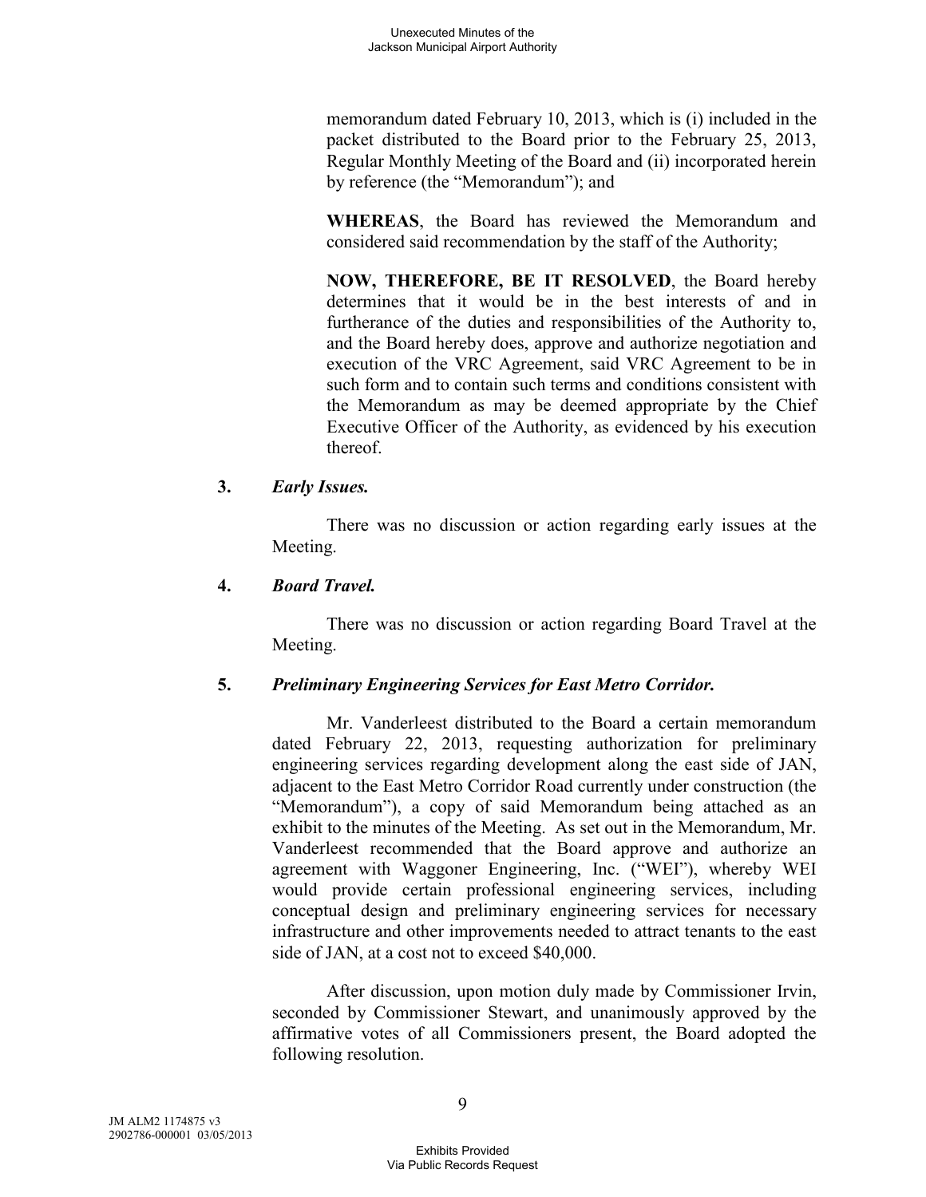memorandum dated February 10, 2013, which is (i) included in the packet distributed to the Board prior to the February 25, 2013, Regular Monthly Meeting of the Board and (ii) incorporated herein by reference (the "Memorandum"); and

**WHEREAS**, the Board has reviewed the Memorandum and considered said recommendation by the staff of the Authority;

**NOW, THEREFORE, BE IT RESOLVED**, the Board hereby determines that it would be in the best interests of and in furtherance of the duties and responsibilities of the Authority to, and the Board hereby does, approve and authorize negotiation and execution of the VRC Agreement, said VRC Agreement to be in such form and to contain such terms and conditions consistent with the Memorandum as may be deemed appropriate by the Chief Executive Officer of the Authority, as evidenced by his execution thereof.

**3.** ***Early Issues.***

There was no discussion or action regarding early issues at the Meeting.

**4.** ***Board Travel.***

There was no discussion or action regarding Board Travel at the Meeting.

**5.** ***Preliminary Engineering Services for East Metro Corridor.***

Mr. Vanderleest distributed to the Board a certain memorandum dated February 22, 2013, requesting authorization for preliminary engineering services regarding development along the east side of JAN, adjacent to the East Metro Corridor Road currently under construction (the "Memorandum"), a copy of said Memorandum being attached as an exhibit to the minutes of the Meeting. As set out in the Memorandum, Mr. Vanderleest recommended that the Board approve and authorize an agreement with Waggoner Engineering, Inc. ("WEI"), whereby WEI would provide certain professional engineering services, including conceptual design and preliminary engineering services for necessary infrastructure and other improvements needed to attract tenants to the east side of JAN, at a cost not to exceed $40,000.

After discussion, upon motion duly made by Commissioner Irvin, seconded by Commissioner Stewart, and unanimously approved by the affirmative votes of all Commissioners present, the Board adopted the following resolution.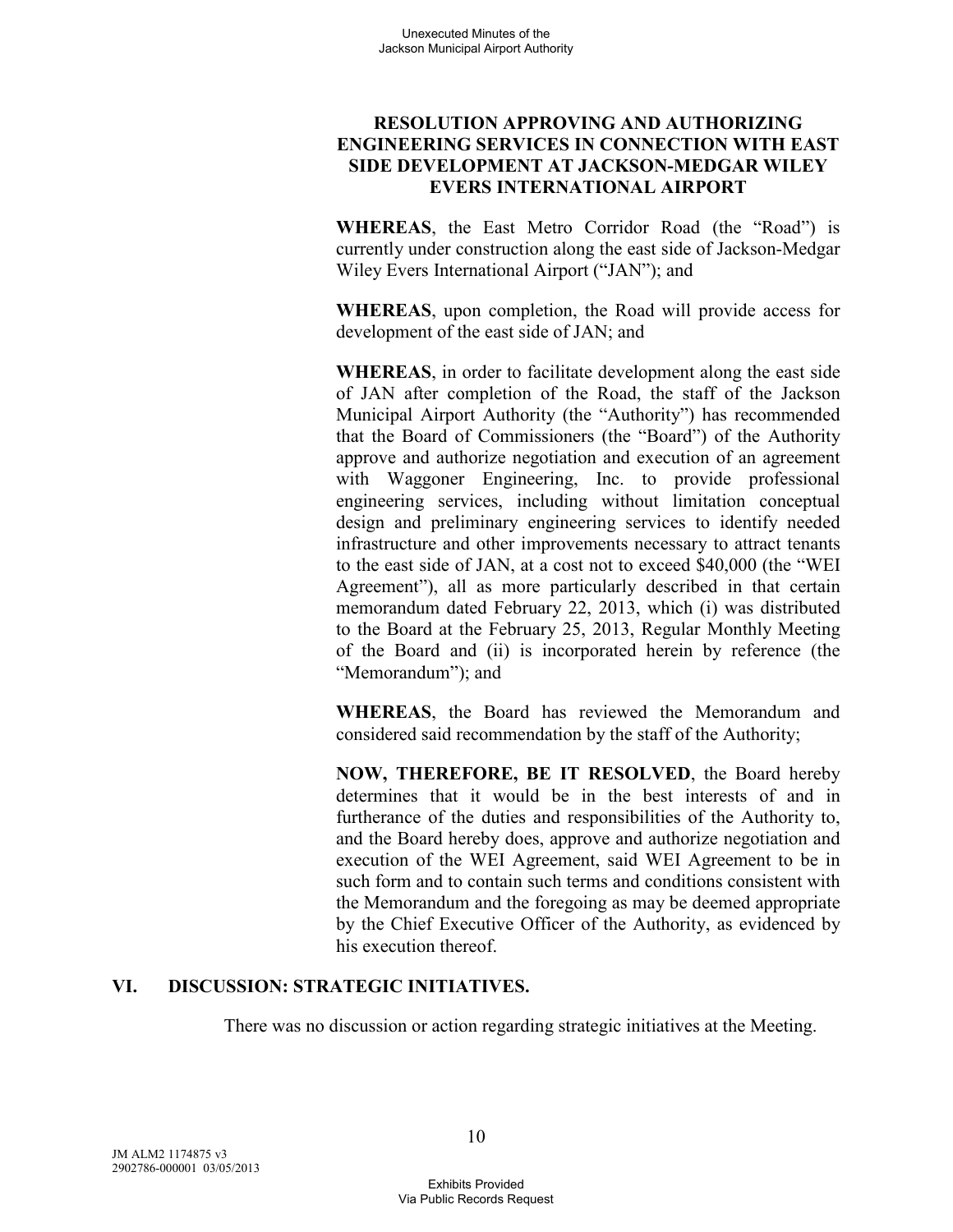**RESOLUTION APPROVING AND AUTHORIZING ENGINEERING SERVICES IN CONNECTION WITH EAST SIDE DEVELOPMENT AT JACKSON-MEDGAR WILEY EVERS INTERNATIONAL AIRPORT**

**WHEREAS**, the East Metro Corridor Road (the "Road") is currently under construction along the east side of Jackson-Medgar Wiley Evers International Airport ("JAN"); and

**WHEREAS**, upon completion, the Road will provide access for development of the east side of JAN; and

**WHEREAS**, in order to facilitate development along the east side of JAN after completion of the Road, the staff of the Jackson Municipal Airport Authority (the "Authority") has recommended that the Board of Commissioners (the "Board") of the Authority approve and authorize negotiation and execution of an agreement with Waggoner Engineering, Inc. to provide professional engineering services, including without limitation conceptual design and preliminary engineering services to identify needed infrastructure and other improvements necessary to attract tenants to the east side of JAN, at a cost not to exceed $40,000 (the "WEI Agreement"), all as more particularly described in that certain memorandum dated February 22, 2013, which (i) was distributed to the Board at the February 25, 2013, Regular Monthly Meeting of the Board and (ii) is incorporated herein by reference (the "Memorandum"); and

**WHEREAS**, the Board has reviewed the Memorandum and considered said recommendation by the staff of the Authority;

**NOW, THEREFORE, BE IT RESOLVED**, the Board hereby determines that it would be in the best interests of and in furtherance of the duties and responsibilities of the Authority to, and the Board hereby does, approve and authorize negotiation and execution of the WEI Agreement, said WEI Agreement to be in such form and to contain such terms and conditions consistent with the Memorandum and the foregoing as may be deemed appropriate by the Chief Executive Officer of the Authority, as evidenced by his execution thereof.

## VI. DISCUSSION: STRATEGIC INITIATIVES.

There was no discussion or action regarding strategic initiatives at the Meeting.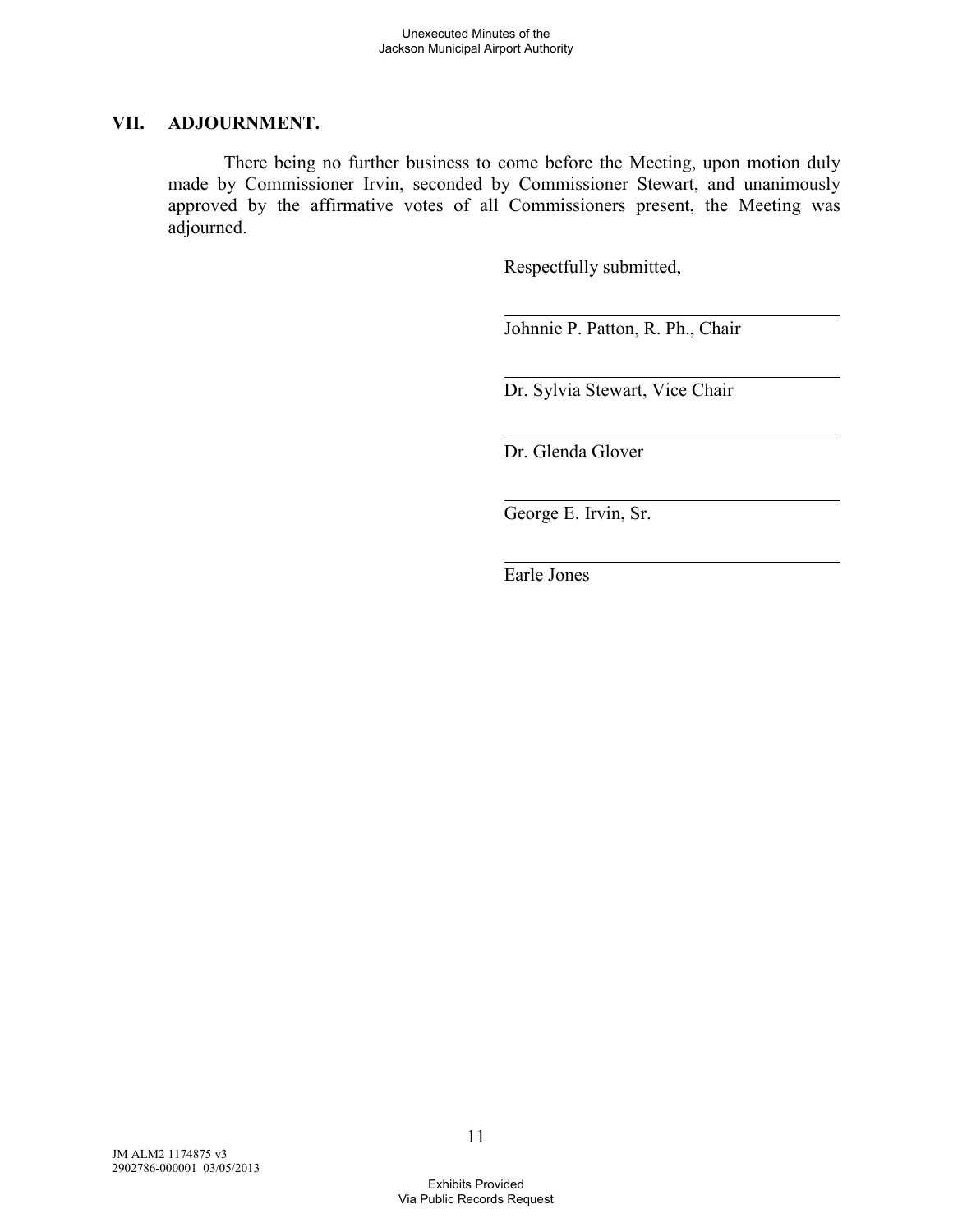## VII. ADJOURNMENT.

There being no further business to come before the Meeting, upon motion duly made by Commissioner Irvin, seconded by Commissioner Stewart, and unanimously approved by the affirmative votes of all Commissioners present, the Meeting was adjourned.

Respectfully submitted,

\_\_\_\_\_\_\_\_\_\_\_\_\_\_\_\_\_\_\_\_\_\_\_\_\_\_\_\_\_\_\_\_\_\_\_\_

Johnnie P. Patton, R. Ph., Chair

\_\_\_\_\_\_\_\_\_\_\_\_\_\_\_\_\_\_\_\_\_\_\_\_\_\_\_\_\_\_\_\_\_\_\_\_

Dr. Sylvia Stewart, Vice Chair

\_\_\_\_\_\_\_\_\_\_\_\_\_\_\_\_\_\_\_\_\_\_\_\_\_\_\_\_\_\_\_\_\_\_\_\_

Dr. Glenda Glover

\_\_\_\_\_\_\_\_\_\_\_\_\_\_\_\_\_\_\_\_\_\_\_\_\_\_\_\_\_\_\_\_\_\_\_\_

George E. Irvin, Sr.

\_\_\_\_\_\_\_\_\_\_\_\_\_\_\_\_\_\_\_\_\_\_\_\_\_\_\_\_\_\_\_\_\_\_\_\_

Earle Jones

JM ALM2 1174875 v3
2902786-000001 03/05/2013